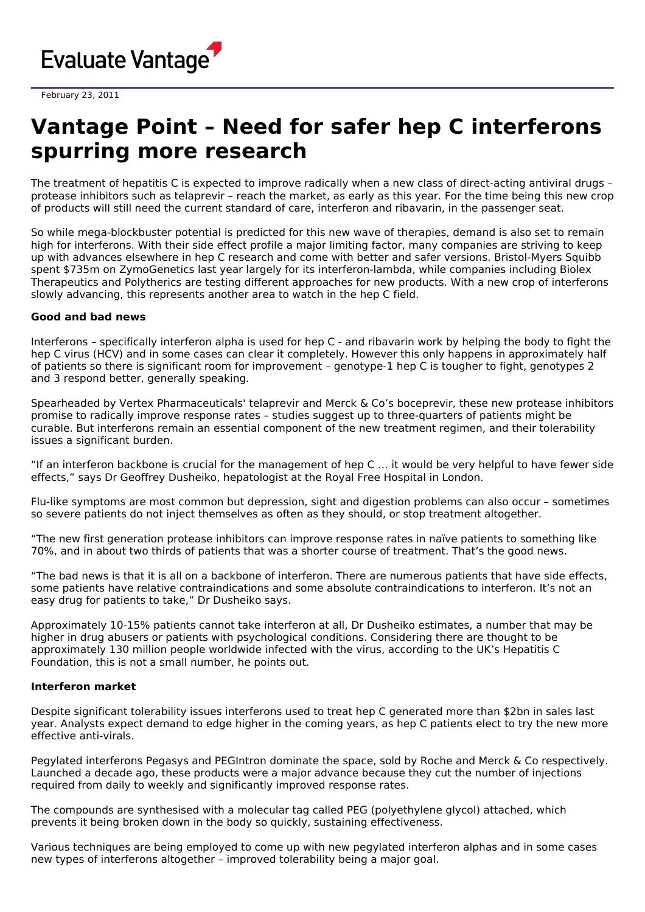Evaluate Vantage

February 23, 2011

# Vantage Point – Need for safer hep C interferons spurring more research

The treatment of hepatitis C is expected to improve radically when a new class of direct-acting antiviral drugs – protease inhibitors such as telaprevir – reach the market, as early as this year. For the time being this new crop of products will still need the current standard of care, interferon and ribavarin, in the passenger seat.

So while mega-blockbuster potential is predicted for this new wave of therapies, demand is also set to remain high for interferons. With their side effect profile a major limiting factor, many companies are striving to keep up with advances elsewhere in hep C research and come with better and safer versions. Bristol-Myers Squibb spent $735m on ZymoGenetics last year largely for its interferon-lambda, while companies including Biolex Therapeutics and Polytherics are testing different approaches for new products. With a new crop of interferons slowly advancing, this represents another area to watch in the hep C field.

**Good and bad news**

Interferons – specifically interferon alpha is used for hep C - and ribavarin work by helping the body to fight the hep C virus (HCV) and in some cases can clear it completely. However this only happens in approximately half of patients so there is significant room for improvement – genotype-1 hep C is tougher to fight, genotypes 2 and 3 respond better, generally speaking.

Spearheaded by Vertex Pharmaceuticals' telaprevir and Merck & Co's boceprevir, these new protease inhibitors promise to radically improve response rates – studies suggest up to three-quarters of patients might be curable. But interferons remain an essential component of the new treatment regimen, and their tolerability issues a significant burden.

"If an interferon backbone is crucial for the management of hep C … it would be very helpful to have fewer side effects," says Dr Geoffrey Dusheiko, hepatologist at the Royal Free Hospital in London.

Flu-like symptoms are most common but depression, sight and digestion problems can also occur – sometimes so severe patients do not inject themselves as often as they should, or stop treatment altogether.

"The new first generation protease inhibitors can improve response rates in naïve patients to something like 70%, and in about two thirds of patients that was a shorter course of treatment. That's the good news.

"The bad news is that it is all on a backbone of interferon. There are numerous patients that have side effects, some patients have relative contraindications and some absolute contraindications to interferon. It's not an easy drug for patients to take," Dr Dusheiko says.

Approximately 10-15% patients cannot take interferon at all, Dr Dusheiko estimates, a number that may be higher in drug abusers or patients with psychological conditions. Considering there are thought to be approximately 130 million people worldwide infected with the virus, according to the UK's Hepatitis C Foundation, this is not a small number, he points out.

**Interferon market**

Despite significant tolerability issues interferons used to treat hep C generated more than $2bn in sales last year. Analysts expect demand to edge higher in the coming years, as hep C patients elect to try the new more effective anti-virals.

Pegylated interferons Pegasys and PEGIntron dominate the space, sold by Roche and Merck & Co respectively. Launched a decade ago, these products were a major advance because they cut the number of injections required from daily to weekly and significantly improved response rates.

The compounds are synthesised with a molecular tag called PEG (polyethylene glycol) attached, which prevents it being broken down in the body so quickly, sustaining effectiveness.

Various techniques are being employed to come up with new pegylated interferon alphas and in some cases new types of interferons altogether – improved tolerability being a major goal.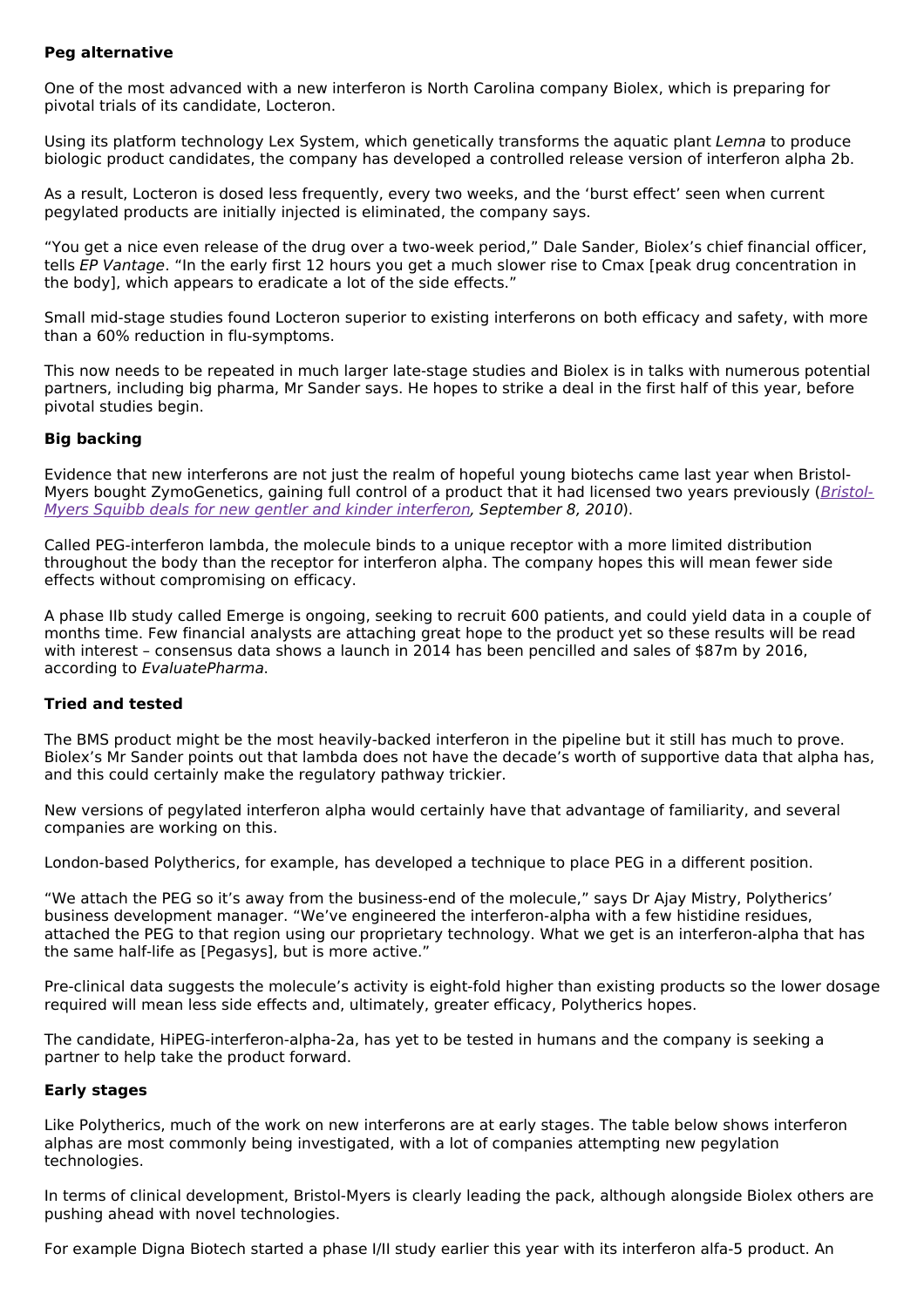### Peg alternative

One of the most advanced with a new interferon is North Carolina company Biolex, which is preparing for pivotal trials of its candidate, Locteron.

Using its platform technology Lex System, which genetically transforms the aquatic plant *Lemna* to produce biologic product candidates, the company has developed a controlled release version of interferon alpha 2b.

As a result, Locteron is dosed less frequently, every two weeks, and the 'burst effect' seen when current pegylated products are initially injected is eliminated, the company says.

"You get a nice even release of the drug over a two-week period," Dale Sander, Biolex's chief financial officer, tells *EP Vantage*. "In the early first 12 hours you get a much slower rise to Cmax [peak drug concentration in the body], which appears to eradicate a lot of the side effects."

Small mid-stage studies found Locteron superior to existing interferons on both efficacy and safety, with more than a 60% reduction in flu-symptoms.

This now needs to be repeated in much larger late-stage studies and Biolex is in talks with numerous potential partners, including big pharma, Mr Sander says. He hopes to strike a deal in the first half of this year, before pivotal studies begin.

### Big backing

Evidence that new interferons are not just the realm of hopeful young biotechs came last year when Bristol-Myers bought ZymoGenetics, gaining full control of a product that it had licensed two years previously (*Bristol-Myers Squibb deals for new gentler and kinder interferon, September 8, 2010*).

Called PEG-interferon lambda, the molecule binds to a unique receptor with a more limited distribution throughout the body than the receptor for interferon alpha. The company hopes this will mean fewer side effects without compromising on efficacy.

A phase IIb study called Emerge is ongoing, seeking to recruit 600 patients, and could yield data in a couple of months time. Few financial analysts are attaching great hope to the product yet so these results will be read with interest – consensus data shows a launch in 2014 has been pencilled and sales of $87m by 2016, according to *EvaluatePharma*.

### Tried and tested

The BMS product might be the most heavily-backed interferon in the pipeline but it still has much to prove. Biolex's Mr Sander points out that lambda does not have the decade's worth of supportive data that alpha has, and this could certainly make the regulatory pathway trickier.

New versions of pegylated interferon alpha would certainly have that advantage of familiarity, and several companies are working on this.

London-based Polytherics, for example, has developed a technique to place PEG in a different position.

"We attach the PEG so it's away from the business-end of the molecule," says Dr Ajay Mistry, Polytherics' business development manager. "We've engineered the interferon-alpha with a few histidine residues, attached the PEG to that region using our proprietary technology. What we get is an interferon-alpha that has the same half-life as [Pegasys], but is more active."

Pre-clinical data suggests the molecule's activity is eight-fold higher than existing products so the lower dosage required will mean less side effects and, ultimately, greater efficacy, Polytherics hopes.

The candidate, HiPEG-interferon-alpha-2a, has yet to be tested in humans and the company is seeking a partner to help take the product forward.

### Early stages

Like Polytherics, much of the work on new interferons are at early stages. The table below shows interferon alphas are most commonly being investigated, with a lot of companies attempting new pegylation technologies.

In terms of clinical development, Bristol-Myers is clearly leading the pack, although alongside Biolex others are pushing ahead with novel technologies.

For example Digna Biotech started a phase I/II study earlier this year with its interferon alfa-5 product. An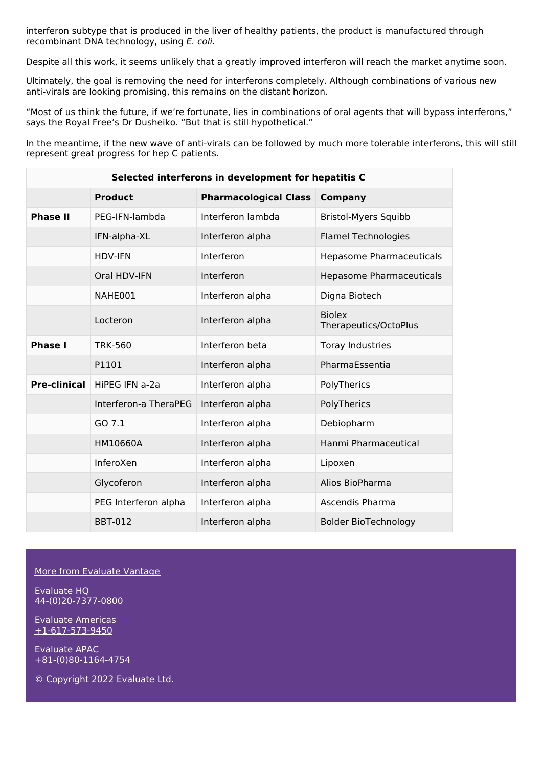interferon subtype that is produced in the liver of healthy patients, the product is manufactured through recombinant DNA technology, using *E. coli*.

Despite all this work, it seems unlikely that a greatly improved interferon will reach the market anytime soon.

Ultimately, the goal is removing the need for interferons completely. Although combinations of various new anti-virals are looking promising, this remains on the distant horizon.

"Most of us think the future, if we're fortunate, lies in combinations of oral agents that will bypass interferons," says the Royal Free's Dr Dusheiko. "But that is still hypothetical."

In the meantime, if the new wave of anti-virals can be followed by much more tolerable interferons, this will still represent great progress for hep C patients.

**Selected interferons in development for hepatitis C**

| | Product | Pharmacological Class | Company |
|---|---|---|---|
| **Phase II** | PEG-IFN-lambda | Interferon lambda | Bristol-Myers Squibb |
| | IFN-alpha-XL | Interferon alpha | Flamel Technologies |
| | HDV-IFN | Interferon | Hepasome Pharmaceuticals |
| | Oral HDV-IFN | Interferon | Hepasome Pharmaceuticals |
| | NAHE001 | Interferon alpha | Digna Biotech |
| | Locteron | Interferon alpha | Biolex Therapeutics/OctoPlus |
| **Phase I** | TRK-560 | Interferon beta | Toray Industries |
| | P1101 | Interferon alpha | PharmaEssentia |
| **Pre-clinical** | HiPEG IFN a-2a | Interferon alpha | PolyTherics |
| | Interferon-a TheraPEG | Interferon alpha | PolyTherics |
| | GO 7.1 | Interferon alpha | Debiopharm |
| | HM10660A | Interferon alpha | Hanmi Pharmaceutical |
| | InferoXen | Interferon alpha | Lipoxen |
| | Glycoferon | Interferon alpha | Alios BioPharma |
| | PEG Interferon alpha | Interferon alpha | Ascendis Pharma |
| | BBT-012 | Interferon alpha | Bolder BioTechnology |

More from Evaluate Vantage

Evaluate HQ
44-(0)20-7377-0800

Evaluate Americas
+1-617-573-9450

Evaluate APAC
+81-(0)80-1164-4754

© Copyright 2022 Evaluate Ltd.